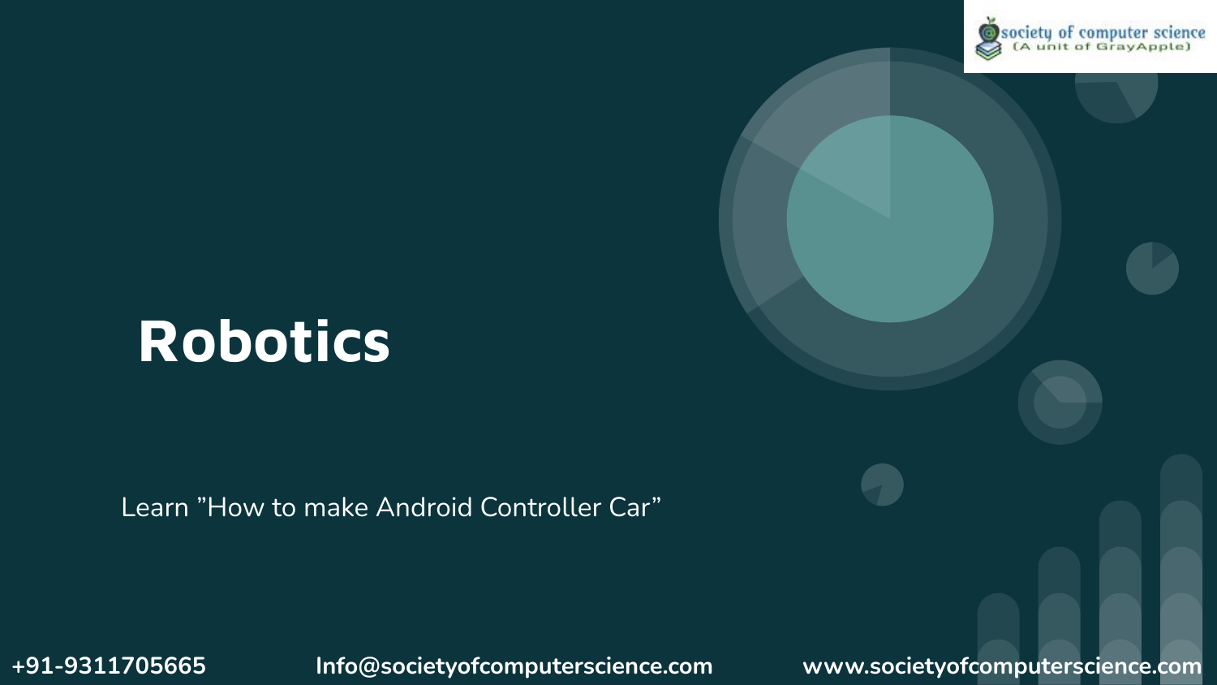society of computer science
(A unit of GrayApple)

# Robotics

Learn ”How to make Android Controller Car”

+91-9311705665 Info@societyofcomputerscience.com www.societyofcomputerscience.com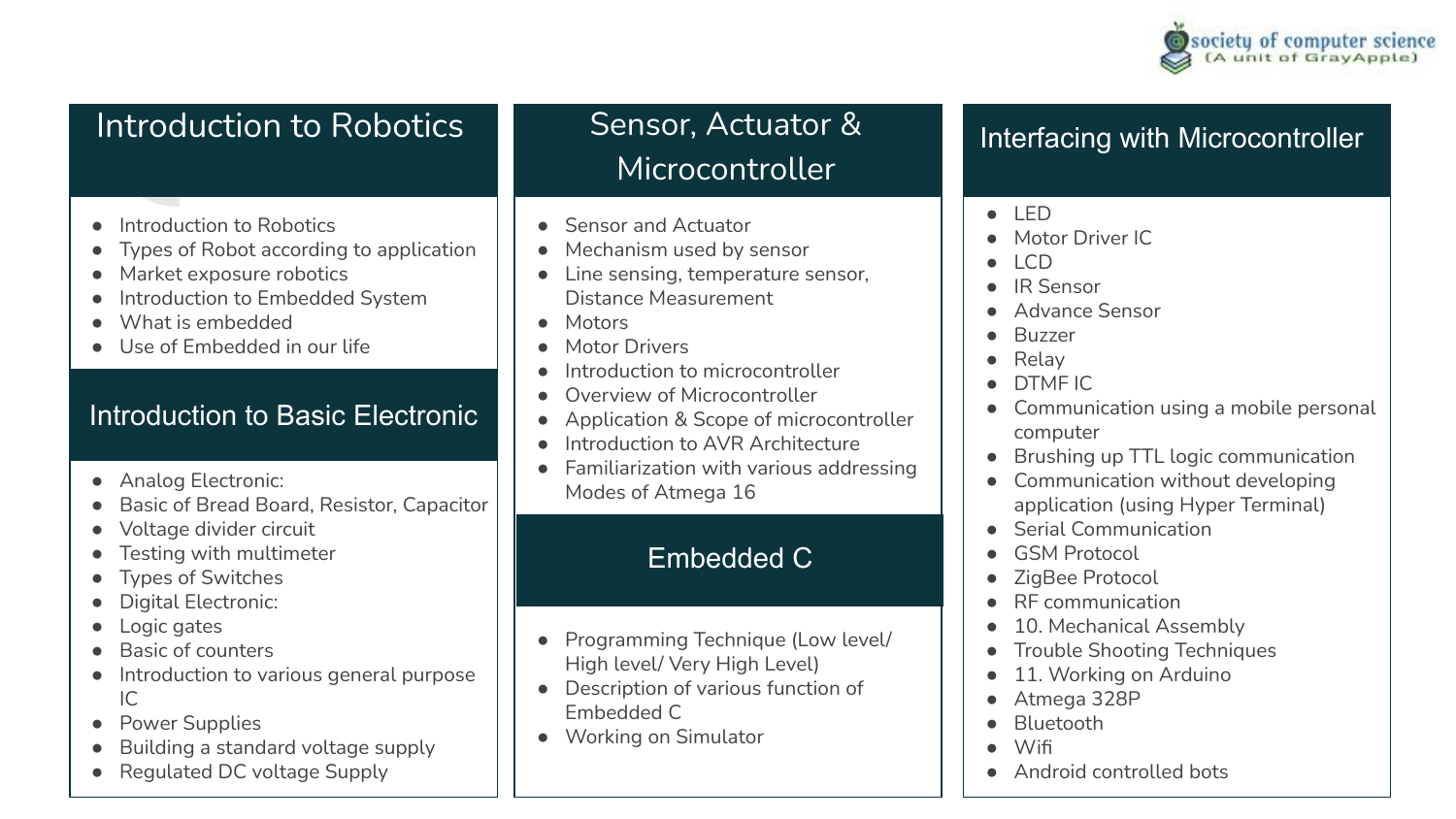## Introduction to Robotics

- Introduction to Robotics
- Types of Robot according to application
- Market exposure robotics
- Introduction to Embedded System
- What is embedded
- Use of Embedded in our life

## Introduction to Basic Electronic

- Analog Electronic:
- Basic of Bread Board, Resistor, Capacitor
- Voltage divider circuit
- Testing with multimeter
- Types of Switches
- Digital Electronic:
- Logic gates
- Basic of counters
- Introduction to various general purpose IC
- Power Supplies
- Building a standard voltage supply
- Regulated DC voltage Supply

## Sensor, Actuator & Microcontroller

- Sensor and Actuator
- Mechanism used by sensor
- Line sensing, temperature sensor, Distance Measurement
- Motors
- Motor Drivers
- Introduction to microcontroller
- Overview of Microcontroller
- Application & Scope of microcontroller
- Introduction to AVR Architecture
- Familiarization with various addressing Modes of Atmega 16

## Embedded C

- Programming Technique (Low level/ High level/ Very High Level)
- Description of various function of Embedded C
- Working on Simulator

## Interfacing with Microcontroller

- LED
- Motor Driver IC
- LCD
- IR Sensor
- Advance Sensor
- Buzzer
- Relay
- DTMF IC
- Communication using a mobile personal computer
- Brushing up TTL logic communication
- Communication without developing application (using Hyper Terminal)
- Serial Communication
- GSM Protocol
- ZigBee Protocol
- RF communication
- 10. Mechanical Assembly
- Trouble Shooting Techniques
- 11. Working on Arduino
- Atmega 328P
- Bluetooth
- Wifi
- Android controlled bots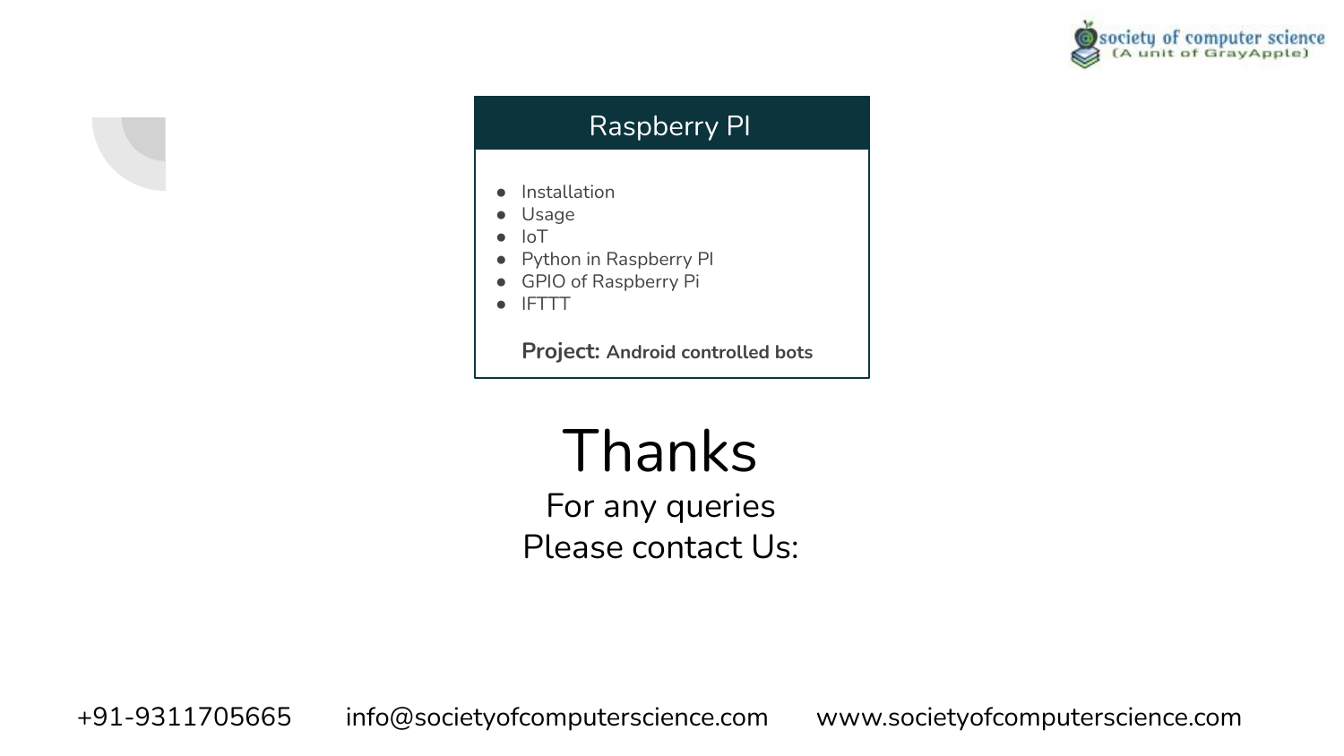## Raspberry PI

- Installation
- Usage
- IoT
- Python in Raspberry PI
- GPIO of Raspberry Pi
- IFTTT

**Project: Android controlled bots**

# Thanks

For any queries
Please contact Us:

+91-9311705665 info@societyofcomputerscience.com www.societyofcomputerscience.com